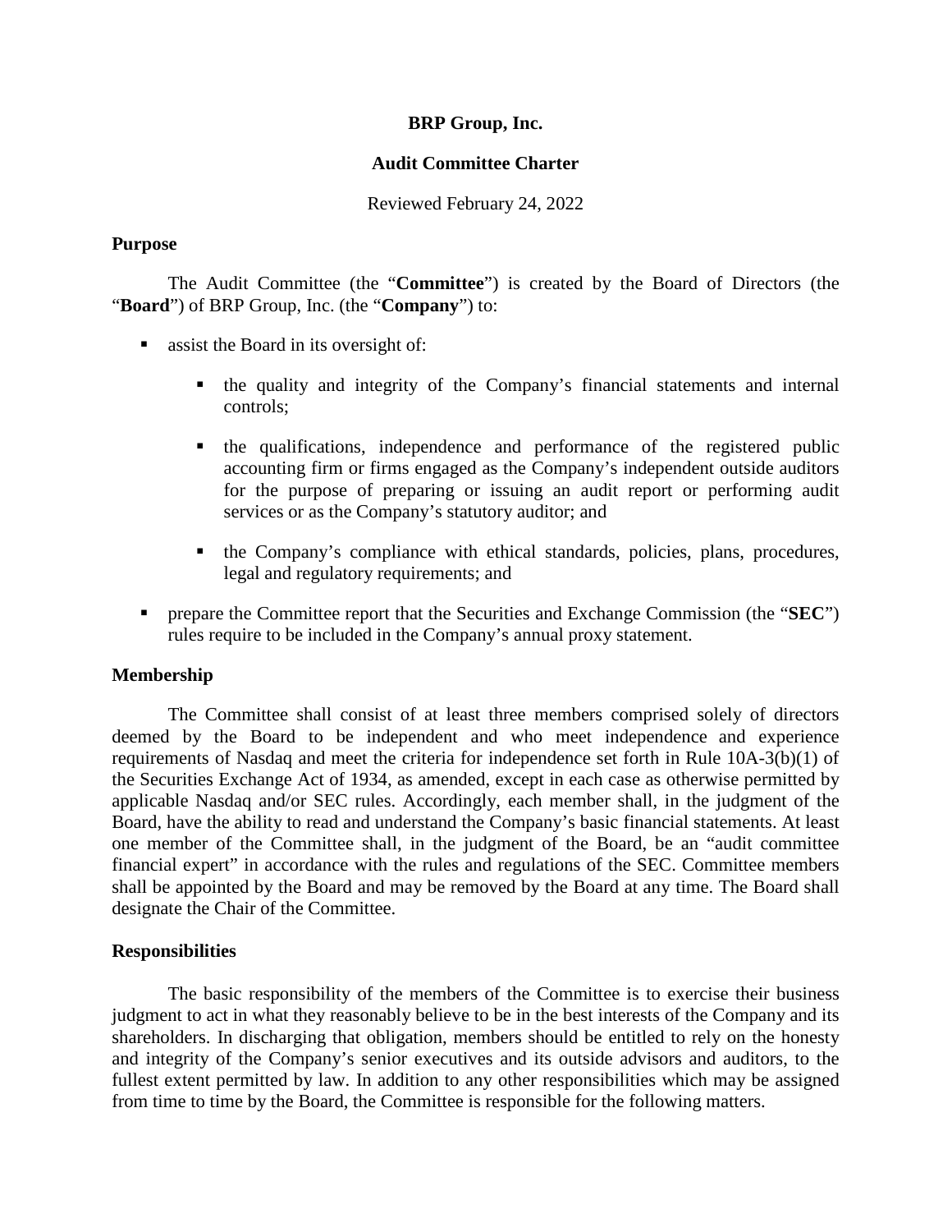# BRP Group, Inc.

## Audit Committee Charter

Reviewed February 24, 2022

### Purpose

The Audit Committee (the "**Committee**") is created by the Board of Directors (the "**Board**") of BRP Group, Inc. (the "**Company**") to:

- assist the Board in its oversight of:
  - the quality and integrity of the Company's financial statements and internal controls;
  - the qualifications, independence and performance of the registered public accounting firm or firms engaged as the Company's independent outside auditors for the purpose of preparing or issuing an audit report or performing audit services or as the Company's statutory auditor; and
  - the Company's compliance with ethical standards, policies, plans, procedures, legal and regulatory requirements; and
- prepare the Committee report that the Securities and Exchange Commission (the "**SEC**") rules require to be included in the Company's annual proxy statement.

### Membership

The Committee shall consist of at least three members comprised solely of directors deemed by the Board to be independent and who meet independence and experience requirements of Nasdaq and meet the criteria for independence set forth in Rule 10A-3(b)(1) of the Securities Exchange Act of 1934, as amended, except in each case as otherwise permitted by applicable Nasdaq and/or SEC rules. Accordingly, each member shall, in the judgment of the Board, have the ability to read and understand the Company's basic financial statements. At least one member of the Committee shall, in the judgment of the Board, be an "audit committee financial expert" in accordance with the rules and regulations of the SEC. Committee members shall be appointed by the Board and may be removed by the Board at any time. The Board shall designate the Chair of the Committee.

### Responsibilities

The basic responsibility of the members of the Committee is to exercise their business judgment to act in what they reasonably believe to be in the best interests of the Company and its shareholders. In discharging that obligation, members should be entitled to rely on the honesty and integrity of the Company's senior executives and its outside advisors and auditors, to the fullest extent permitted by law. In addition to any other responsibilities which may be assigned from time to time by the Board, the Committee is responsible for the following matters.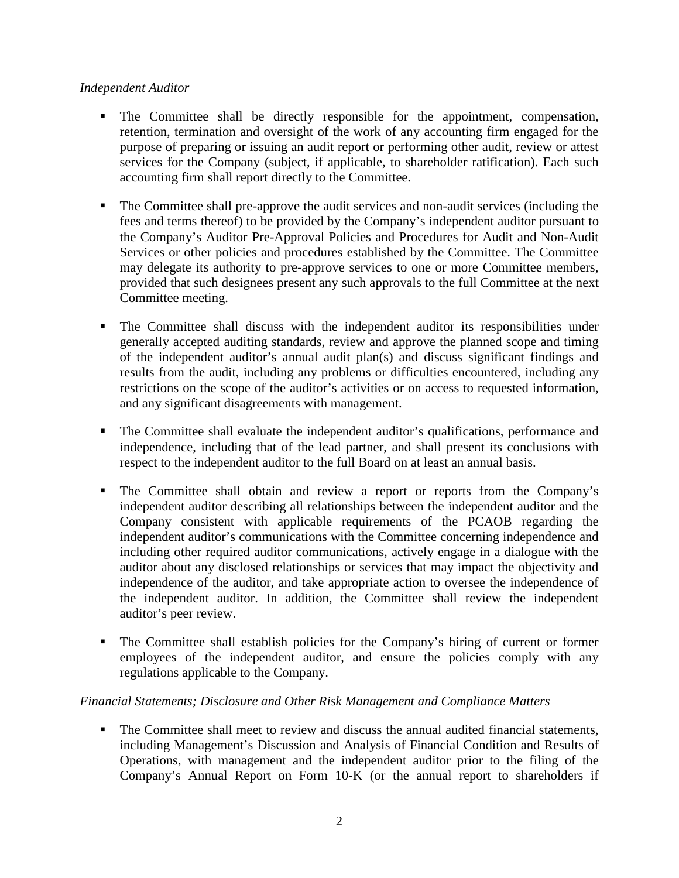*Independent Auditor*

- The Committee shall be directly responsible for the appointment, compensation, retention, termination and oversight of the work of any accounting firm engaged for the purpose of preparing or issuing an audit report or performing other audit, review or attest services for the Company (subject, if applicable, to shareholder ratification). Each such accounting firm shall report directly to the Committee.

- The Committee shall pre-approve the audit services and non-audit services (including the fees and terms thereof) to be provided by the Company's independent auditor pursuant to the Company's Auditor Pre-Approval Policies and Procedures for Audit and Non-Audit Services or other policies and procedures established by the Committee. The Committee may delegate its authority to pre-approve services to one or more Committee members, provided that such designees present any such approvals to the full Committee at the next Committee meeting.

- The Committee shall discuss with the independent auditor its responsibilities under generally accepted auditing standards, review and approve the planned scope and timing of the independent auditor's annual audit plan(s) and discuss significant findings and results from the audit, including any problems or difficulties encountered, including any restrictions on the scope of the auditor's activities or on access to requested information, and any significant disagreements with management.

- The Committee shall evaluate the independent auditor's qualifications, performance and independence, including that of the lead partner, and shall present its conclusions with respect to the independent auditor to the full Board on at least an annual basis.

- The Committee shall obtain and review a report or reports from the Company's independent auditor describing all relationships between the independent auditor and the Company consistent with applicable requirements of the PCAOB regarding the independent auditor's communications with the Committee concerning independence and including other required auditor communications, actively engage in a dialogue with the auditor about any disclosed relationships or services that may impact the objectivity and independence of the auditor, and take appropriate action to oversee the independence of the independent auditor. In addition, the Committee shall review the independent auditor's peer review.

- The Committee shall establish policies for the Company's hiring of current or former employees of the independent auditor, and ensure the policies comply with any regulations applicable to the Company.

*Financial Statements; Disclosure and Other Risk Management and Compliance Matters*

- The Committee shall meet to review and discuss the annual audited financial statements, including Management's Discussion and Analysis of Financial Condition and Results of Operations, with management and the independent auditor prior to the filing of the Company's Annual Report on Form 10-K (or the annual report to shareholders if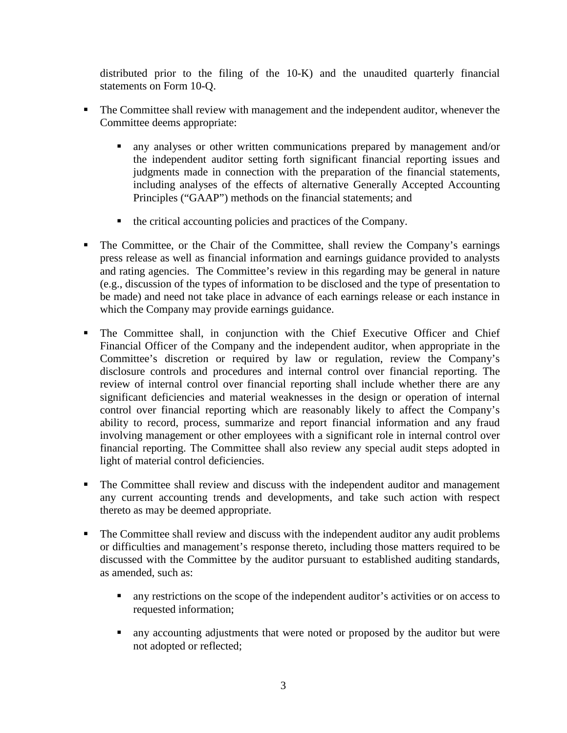distributed prior to the filing of the 10-K) and the unaudited quarterly financial statements on Form 10-Q.

- The Committee shall review with management and the independent auditor, whenever the Committee deems appropriate:
  - any analyses or other written communications prepared by management and/or the independent auditor setting forth significant financial reporting issues and judgments made in connection with the preparation of the financial statements, including analyses of the effects of alternative Generally Accepted Accounting Principles ("GAAP") methods on the financial statements; and
  - the critical accounting policies and practices of the Company.
- The Committee, or the Chair of the Committee, shall review the Company's earnings press release as well as financial information and earnings guidance provided to analysts and rating agencies. The Committee's review in this regarding may be general in nature (e.g., discussion of the types of information to be disclosed and the type of presentation to be made) and need not take place in advance of each earnings release or each instance in which the Company may provide earnings guidance.
- The Committee shall, in conjunction with the Chief Executive Officer and Chief Financial Officer of the Company and the independent auditor, when appropriate in the Committee's discretion or required by law or regulation, review the Company's disclosure controls and procedures and internal control over financial reporting. The review of internal control over financial reporting shall include whether there are any significant deficiencies and material weaknesses in the design or operation of internal control over financial reporting which are reasonably likely to affect the Company's ability to record, process, summarize and report financial information and any fraud involving management or other employees with a significant role in internal control over financial reporting. The Committee shall also review any special audit steps adopted in light of material control deficiencies.
- The Committee shall review and discuss with the independent auditor and management any current accounting trends and developments, and take such action with respect thereto as may be deemed appropriate.
- The Committee shall review and discuss with the independent auditor any audit problems or difficulties and management's response thereto, including those matters required to be discussed with the Committee by the auditor pursuant to established auditing standards, as amended, such as:
  - any restrictions on the scope of the independent auditor's activities or on access to requested information;
  - any accounting adjustments that were noted or proposed by the auditor but were not adopted or reflected;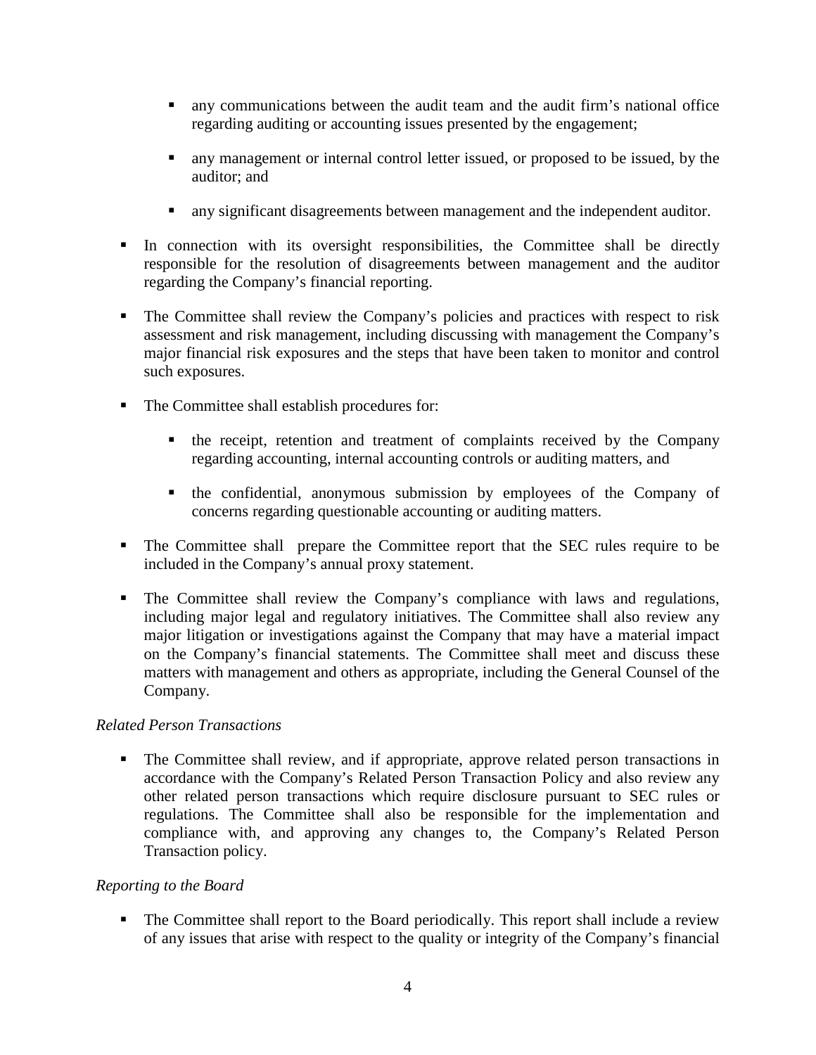- any communications between the audit team and the audit firm's national office regarding auditing or accounting issues presented by the engagement;

  - any management or internal control letter issued, or proposed to be issued, by the auditor; and

  - any significant disagreements between management and the independent auditor.

- In connection with its oversight responsibilities, the Committee shall be directly responsible for the resolution of disagreements between management and the auditor regarding the Company's financial reporting.

- The Committee shall review the Company's policies and practices with respect to risk assessment and risk management, including discussing with management the Company's major financial risk exposures and the steps that have been taken to monitor and control such exposures.

- The Committee shall establish procedures for:

  - the receipt, retention and treatment of complaints received by the Company regarding accounting, internal accounting controls or auditing matters, and

  - the confidential, anonymous submission by employees of the Company of concerns regarding questionable accounting or auditing matters.

- The Committee shall prepare the Committee report that the SEC rules require to be included in the Company's annual proxy statement.

- The Committee shall review the Company's compliance with laws and regulations, including major legal and regulatory initiatives. The Committee shall also review any major litigation or investigations against the Company that may have a material impact on the Company's financial statements. The Committee shall meet and discuss these matters with management and others as appropriate, including the General Counsel of the Company.

*Related Person Transactions*

- The Committee shall review, and if appropriate, approve related person transactions in accordance with the Company's Related Person Transaction Policy and also review any other related person transactions which require disclosure pursuant to SEC rules or regulations. The Committee shall also be responsible for the implementation and compliance with, and approving any changes to, the Company's Related Person Transaction policy.

*Reporting to the Board*

- The Committee shall report to the Board periodically. This report shall include a review of any issues that arise with respect to the quality or integrity of the Company's financial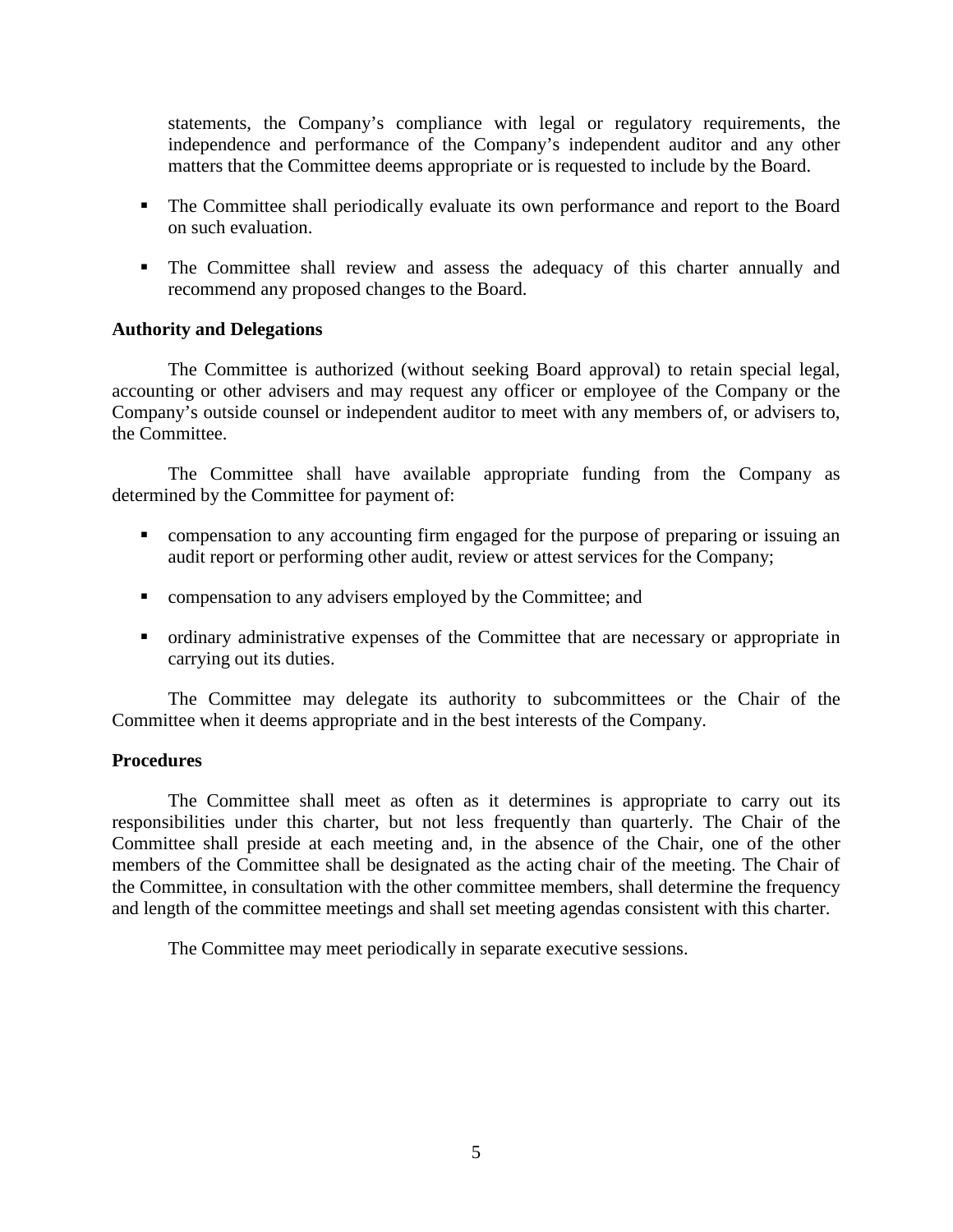statements, the Company's compliance with legal or regulatory requirements, the independence and performance of the Company's independent auditor and any other matters that the Committee deems appropriate or is requested to include by the Board.

- The Committee shall periodically evaluate its own performance and report to the Board on such evaluation.

- The Committee shall review and assess the adequacy of this charter annually and recommend any proposed changes to the Board.

**Authority and Delegations**

The Committee is authorized (without seeking Board approval) to retain special legal, accounting or other advisers and may request any officer or employee of the Company or the Company's outside counsel or independent auditor to meet with any members of, or advisers to, the Committee.

The Committee shall have available appropriate funding from the Company as determined by the Committee for payment of:

- compensation to any accounting firm engaged for the purpose of preparing or issuing an audit report or performing other audit, review or attest services for the Company;

- compensation to any advisers employed by the Committee; and

- ordinary administrative expenses of the Committee that are necessary or appropriate in carrying out its duties.

The Committee may delegate its authority to subcommittees or the Chair of the Committee when it deems appropriate and in the best interests of the Company.

**Procedures**

The Committee shall meet as often as it determines is appropriate to carry out its responsibilities under this charter, but not less frequently than quarterly. The Chair of the Committee shall preside at each meeting and, in the absence of the Chair, one of the other members of the Committee shall be designated as the acting chair of the meeting. The Chair of the Committee, in consultation with the other committee members, shall determine the frequency and length of the committee meetings and shall set meeting agendas consistent with this charter.

The Committee may meet periodically in separate executive sessions.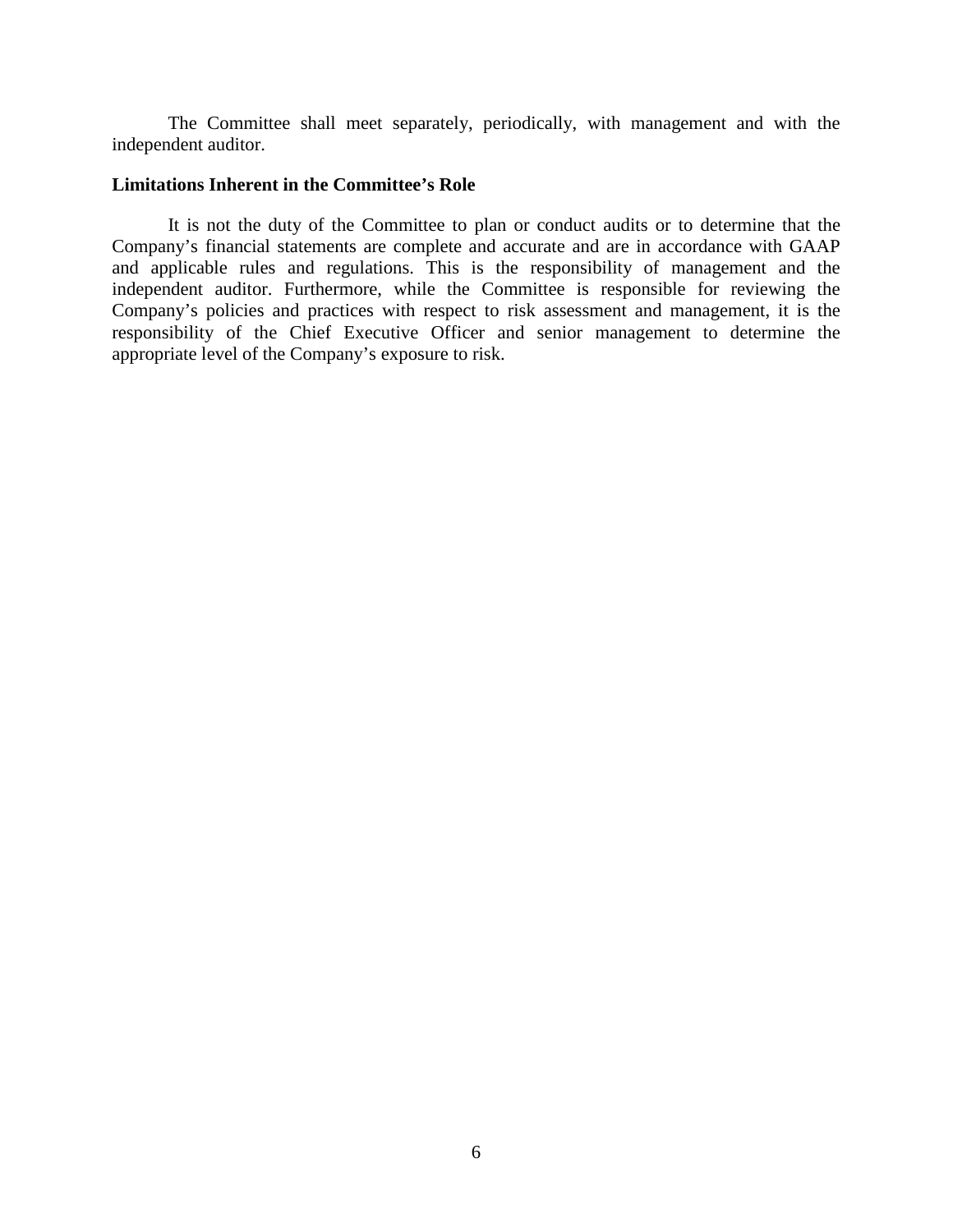The Committee shall meet separately, periodically, with management and with the independent auditor.

**Limitations Inherent in the Committee's Role**

It is not the duty of the Committee to plan or conduct audits or to determine that the Company's financial statements are complete and accurate and are in accordance with GAAP and applicable rules and regulations. This is the responsibility of management and the independent auditor. Furthermore, while the Committee is responsible for reviewing the Company's policies and practices with respect to risk assessment and management, it is the responsibility of the Chief Executive Officer and senior management to determine the appropriate level of the Company's exposure to risk.